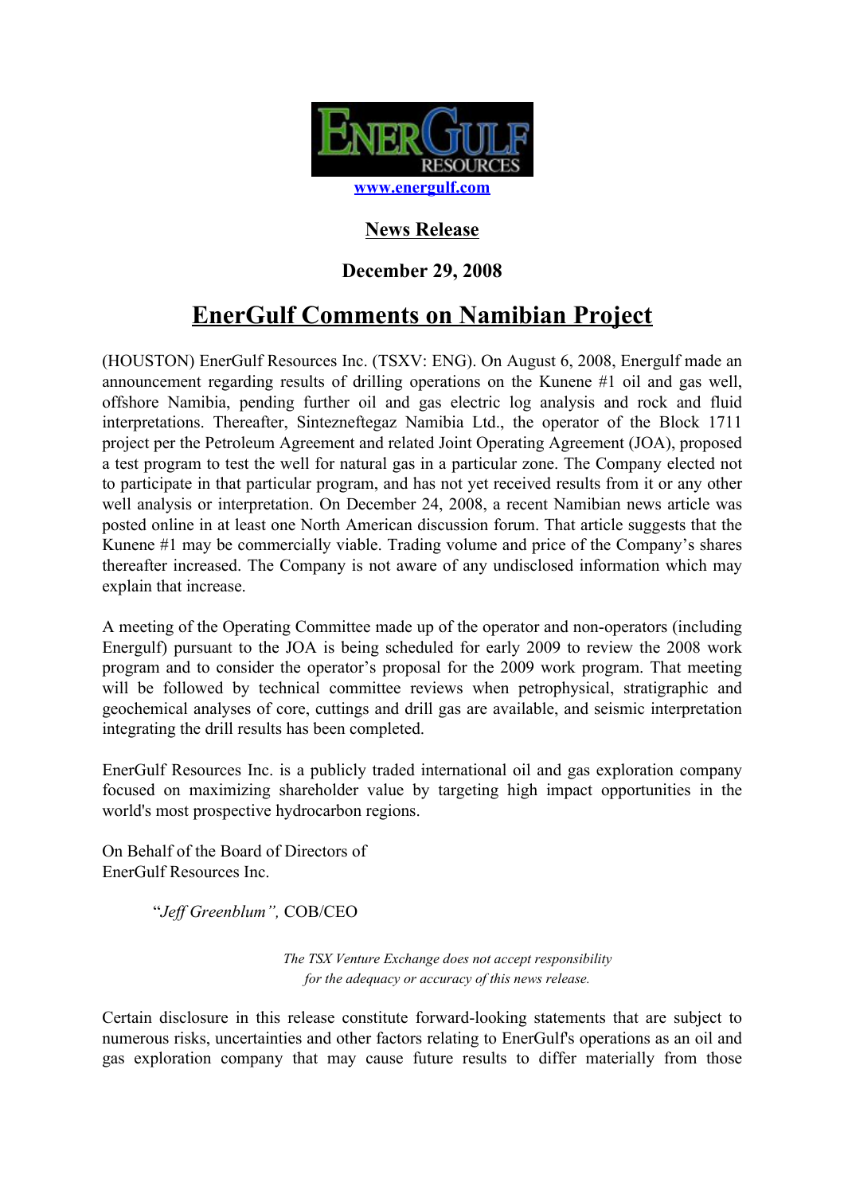www.energulf.com

## News Release

**December 29, 2008**

# EnerGulf Comments on Namibian Project

(HOUSTON) EnerGulf Resources Inc. (TSXV: ENG). On August 6, 2008, Energulf made an announcement regarding results of drilling operations on the Kunene #1 oil and gas well, offshore Namibia, pending further oil and gas electric log analysis and rock and fluid interpretations. Thereafter, Sintezneftegaz Namibia Ltd., the operator of the Block 1711 project per the Petroleum Agreement and related Joint Operating Agreement (JOA), proposed a test program to test the well for natural gas in a particular zone. The Company elected not to participate in that particular program, and has not yet received results from it or any other well analysis or interpretation. On December 24, 2008, a recent Namibian news article was posted online in at least one North American discussion forum. That article suggests that the Kunene #1 may be commercially viable. Trading volume and price of the Company's shares thereafter increased. The Company is not aware of any undisclosed information which may explain that increase.

A meeting of the Operating Committee made up of the operator and non-operators (including Energulf) pursuant to the JOA is being scheduled for early 2009 to review the 2008 work program and to consider the operator's proposal for the 2009 work program. That meeting will be followed by technical committee reviews when petrophysical, stratigraphic and geochemical analyses of core, cuttings and drill gas are available, and seismic interpretation integrating the drill results has been completed.

EnerGulf Resources Inc. is a publicly traded international oil and gas exploration company focused on maximizing shareholder value by targeting high impact opportunities in the world's most prospective hydrocarbon regions.

On Behalf of the Board of Directors of
EnerGulf Resources Inc.

"*Jeff Greenblum*", COB/CEO

*The TSX Venture Exchange does not accept responsibility for the adequacy or accuracy of this news release.*

Certain disclosure in this release constitute forward-looking statements that are subject to numerous risks, uncertainties and other factors relating to EnerGulf's operations as an oil and gas exploration company that may cause future results to differ materially from those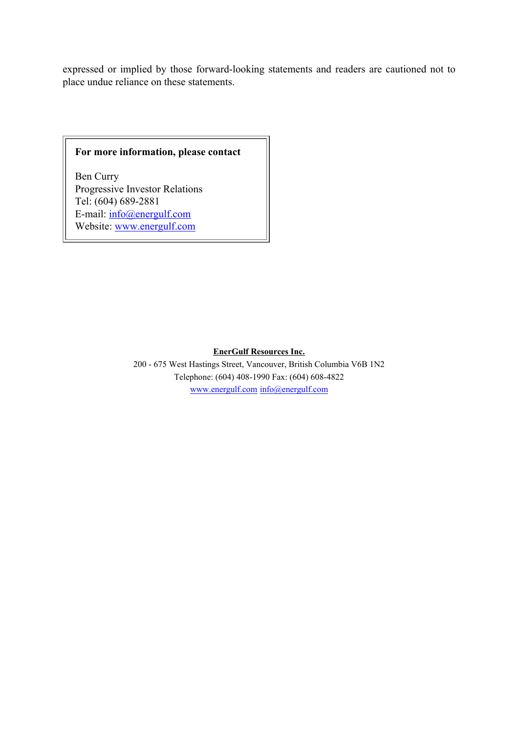expressed or implied by those forward-looking statements and readers are cautioned not to place undue reliance on these statements.

**For more information, please contact**

Ben Curry
Progressive Investor Relations
Tel: (604) 689-2881
E-mail: info@energulf.com
Website: www.energulf.com

**EnerGulf Resources Inc.**
200 - 675 West Hastings Street, Vancouver, British Columbia V6B 1N2
Telephone: (604) 408-1990 Fax: (604) 608-4822
www.energulf.com info@energulf.com